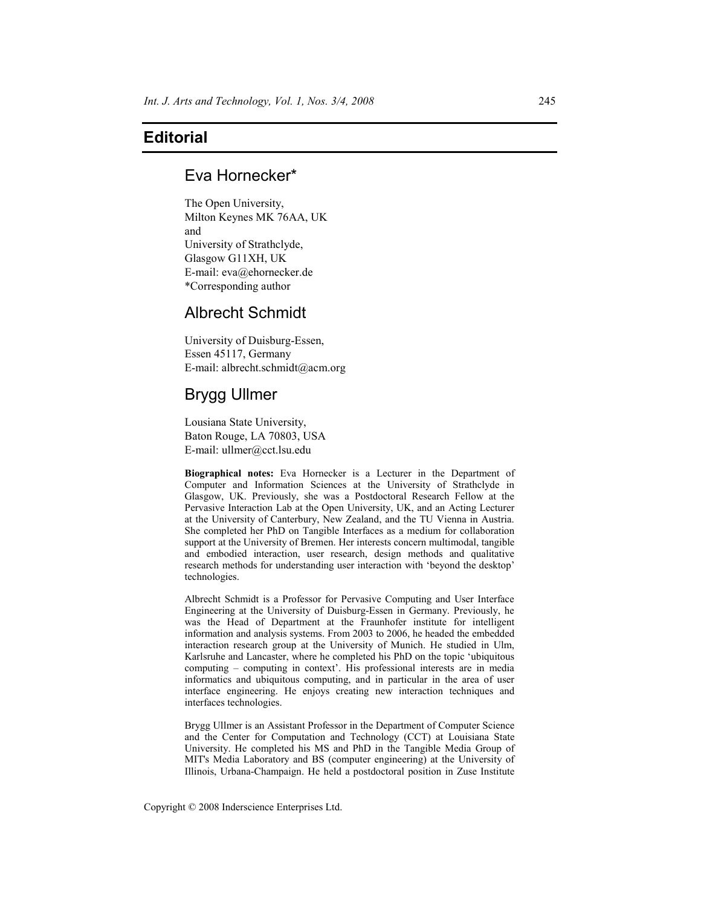# Editorial

## Eva Hornecker*

The Open University,
Milton Keynes MK 76AA, UK
and
University of Strathclyde,
Glasgow G11XH, UK
E-mail: eva@ehornecker.de
*Corresponding author

## Albrecht Schmidt

University of Duisburg-Essen,
Essen 45117, Germany
E-mail: albrecht.schmidt@acm.org

## Brygg Ullmer

Lousiana State University,
Baton Rouge, LA 70803, USA
E-mail: ullmer@cct.lsu.edu

**Biographical notes:** Eva Hornecker is a Lecturer in the Department of Computer and Information Sciences at the University of Strathclyde in Glasgow, UK. Previously, she was a Postdoctoral Research Fellow at the Pervasive Interaction Lab at the Open University, UK, and an Acting Lecturer at the University of Canterbury, New Zealand, and the TU Vienna in Austria. She completed her PhD on Tangible Interfaces as a medium for collaboration support at the University of Bremen. Her interests concern multimodal, tangible and embodied interaction, user research, design methods and qualitative research methods for understanding user interaction with 'beyond the desktop' technologies.

Albrecht Schmidt is a Professor for Pervasive Computing and User Interface Engineering at the University of Duisburg-Essen in Germany. Previously, he was the Head of Department at the Fraunhofer institute for intelligent information and analysis systems. From 2003 to 2006, he headed the embedded interaction research group at the University of Munich. He studied in Ulm, Karlsruhe and Lancaster, where he completed his PhD on the topic 'ubiquitous computing – computing in context'. His professional interests are in media informatics and ubiquitous computing, and in particular in the area of user interface engineering. He enjoys creating new interaction techniques and interfaces technologies.

Brygg Ullmer is an Assistant Professor in the Department of Computer Science and the Center for Computation and Technology (CCT) at Louisiana State University. He completed his MS and PhD in the Tangible Media Group of MIT's Media Laboratory and BS (computer engineering) at the University of Illinois, Urbana-Champaign. He held a postdoctoral position in Zuse Institute

Copyright © 2008 Inderscience Enterprises Ltd.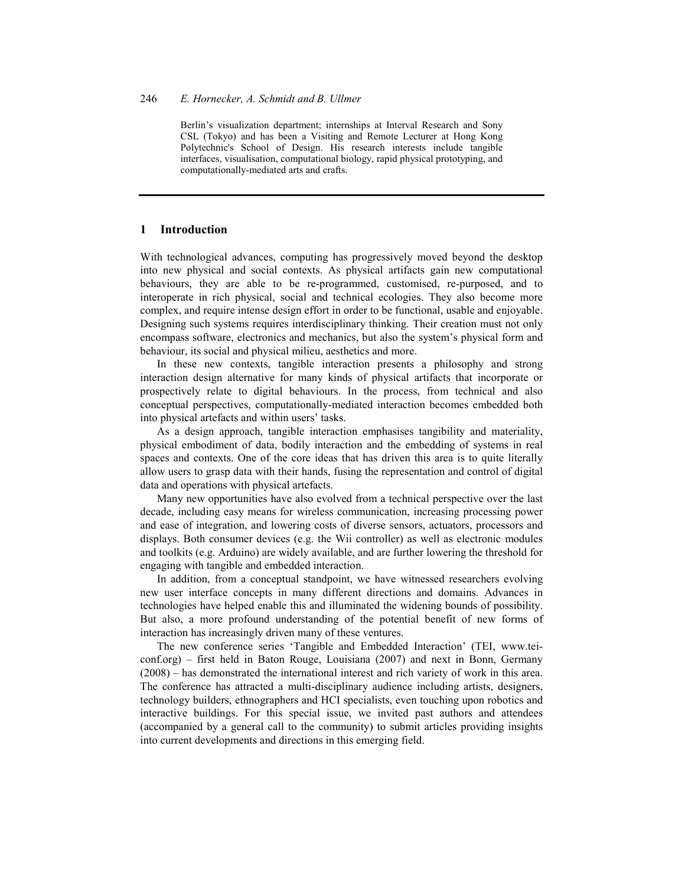Berlin's visualization department; internships at Interval Research and Sony CSL (Tokyo) and has been a Visiting and Remote Lecturer at Hong Kong Polytechnic's School of Design. His research interests include tangible interfaces, visualisation, computational biology, rapid physical prototyping, and computationally-mediated arts and crafts.

---

## 1 Introduction

With technological advances, computing has progressively moved beyond the desktop into new physical and social contexts. As physical artifacts gain new computational behaviours, they are able to be re-programmed, customised, re-purposed, and to interoperate in rich physical, social and technical ecologies. They also become more complex, and require intense design effort in order to be functional, usable and enjoyable. Designing such systems requires interdisciplinary thinking. Their creation must not only encompass software, electronics and mechanics, but also the system's physical form and behaviour, its social and physical milieu, aesthetics and more.

In these new contexts, tangible interaction presents a philosophy and strong interaction design alternative for many kinds of physical artifacts that incorporate or prospectively relate to digital behaviours. In the process, from technical and also conceptual perspectives, computationally-mediated interaction becomes embedded both into physical artefacts and within users' tasks.

As a design approach, tangible interaction emphasises tangibility and materiality, physical embodiment of data, bodily interaction and the embedding of systems in real spaces and contexts. One of the core ideas that has driven this area is to quite literally allow users to grasp data with their hands, fusing the representation and control of digital data and operations with physical artefacts.

Many new opportunities have also evolved from a technical perspective over the last decade, including easy means for wireless communication, increasing processing power and ease of integration, and lowering costs of diverse sensors, actuators, processors and displays. Both consumer devices (e.g. the Wii controller) as well as electronic modules and toolkits (e.g. Arduino) are widely available, and are further lowering the threshold for engaging with tangible and embedded interaction.

In addition, from a conceptual standpoint, we have witnessed researchers evolving new user interface concepts in many different directions and domains. Advances in technologies have helped enable this and illuminated the widening bounds of possibility. But also, a more profound understanding of the potential benefit of new forms of interaction has increasingly driven many of these ventures.

The new conference series 'Tangible and Embedded Interaction' (TEI, www.tei-conf.org) – first held in Baton Rouge, Louisiana (2007) and next in Bonn, Germany (2008) – has demonstrated the international interest and rich variety of work in this area. The conference has attracted a multi-disciplinary audience including artists, designers, technology builders, ethnographers and HCI specialists, even touching upon robotics and interactive buildings. For this special issue, we invited past authors and attendees (accompanied by a general call to the community) to submit articles providing insights into current developments and directions in this emerging field.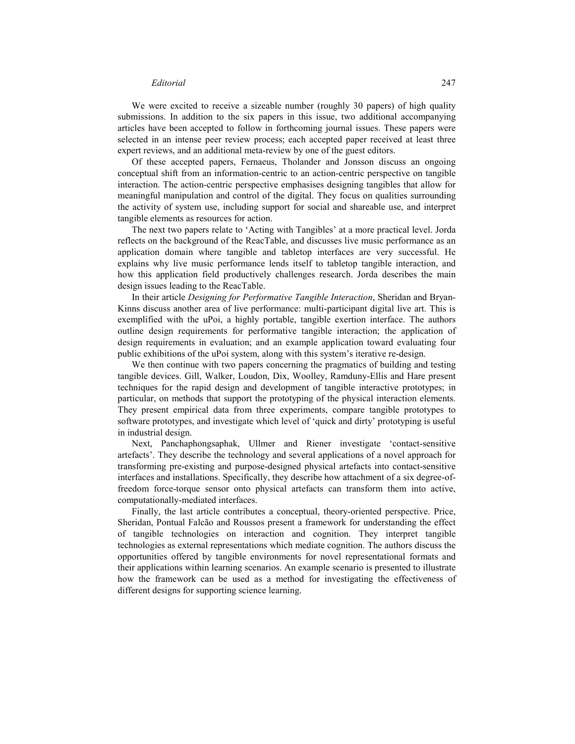We were excited to receive a sizeable number (roughly 30 papers) of high quality submissions. In addition to the six papers in this issue, two additional accompanying articles have been accepted to follow in forthcoming journal issues. These papers were selected in an intense peer review process; each accepted paper received at least three expert reviews, and an additional meta-review by one of the guest editors.

Of these accepted papers, Fernaeus, Tholander and Jonsson discuss an ongoing conceptual shift from an information-centric to an action-centric perspective on tangible interaction. The action-centric perspective emphasises designing tangibles that allow for meaningful manipulation and control of the digital. They focus on qualities surrounding the activity of system use, including support for social and shareable use, and interpret tangible elements as resources for action.

The next two papers relate to 'Acting with Tangibles' at a more practical level. Jorda reflects on the background of the ReacTable, and discusses live music performance as an application domain where tangible and tabletop interfaces are very successful. He explains why live music performance lends itself to tabletop tangible interaction, and how this application field productively challenges research. Jorda describes the main design issues leading to the ReacTable.

In their article *Designing for Performative Tangible Interaction*, Sheridan and Bryan-Kinns discuss another area of live performance: multi-participant digital live art. This is exemplified with the uPoi, a highly portable, tangible exertion interface. The authors outline design requirements for performative tangible interaction; the application of design requirements in evaluation; and an example application toward evaluating four public exhibitions of the uPoi system, along with this system's iterative re-design.

We then continue with two papers concerning the pragmatics of building and testing tangible devices. Gill, Walker, Loudon, Dix, Woolley, Ramduny-Ellis and Hare present techniques for the rapid design and development of tangible interactive prototypes; in particular, on methods that support the prototyping of the physical interaction elements. They present empirical data from three experiments, compare tangible prototypes to software prototypes, and investigate which level of 'quick and dirty' prototyping is useful in industrial design.

Next, Panchaphongsaphak, Ullmer and Riener investigate 'contact-sensitive artefacts'. They describe the technology and several applications of a novel approach for transforming pre-existing and purpose-designed physical artefacts into contact-sensitive interfaces and installations. Specifically, they describe how attachment of a six degree-of-freedom force-torque sensor onto physical artefacts can transform them into active, computationally-mediated interfaces.

Finally, the last article contributes a conceptual, theory-oriented perspective. Price, Sheridan, Pontual Falcão and Roussos present a framework for understanding the effect of tangible technologies on interaction and cognition. They interpret tangible technologies as external representations which mediate cognition. The authors discuss the opportunities offered by tangible environments for novel representational formats and their applications within learning scenarios. An example scenario is presented to illustrate how the framework can be used as a method for investigating the effectiveness of different designs for supporting science learning.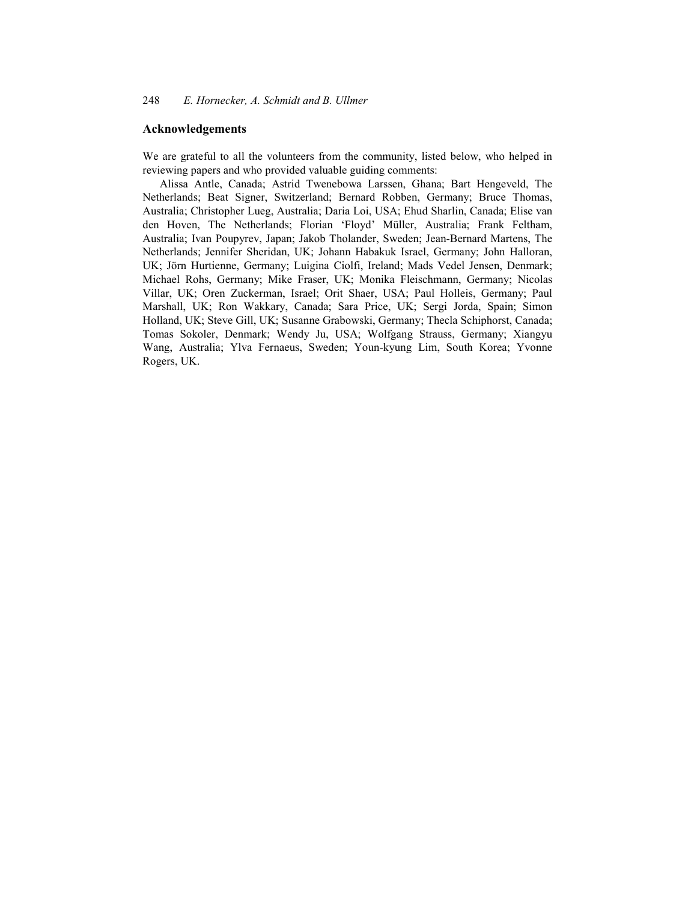## Acknowledgements

We are grateful to all the volunteers from the community, listed below, who helped in reviewing papers and who provided valuable guiding comments:

Alissa Antle, Canada; Astrid Twenebowa Larssen, Ghana; Bart Hengeveld, The Netherlands; Beat Signer, Switzerland; Bernard Robben, Germany; Bruce Thomas, Australia; Christopher Lueg, Australia; Daria Loi, USA; Ehud Sharlin, Canada; Elise van den Hoven, The Netherlands; Florian 'Floyd' Müller, Australia; Frank Feltham, Australia; Ivan Poupyrev, Japan; Jakob Tholander, Sweden; Jean-Bernard Martens, The Netherlands; Jennifer Sheridan, UK; Johann Habakuk Israel, Germany; John Halloran, UK; Jörn Hurtienne, Germany; Luigina Ciolfi, Ireland; Mads Vedel Jensen, Denmark; Michael Rohs, Germany; Mike Fraser, UK; Monika Fleischmann, Germany; Nicolas Villar, UK; Oren Zuckerman, Israel; Orit Shaer, USA; Paul Holleis, Germany; Paul Marshall, UK; Ron Wakkary, Canada; Sara Price, UK; Sergi Jorda, Spain; Simon Holland, UK; Steve Gill, UK; Susanne Grabowski, Germany; Thecla Schiphorst, Canada; Tomas Sokoler, Denmark; Wendy Ju, USA; Wolfgang Strauss, Germany; Xiangyu Wang, Australia; Ylva Fernaeus, Sweden; Youn-kyung Lim, South Korea; Yvonne Rogers, UK.